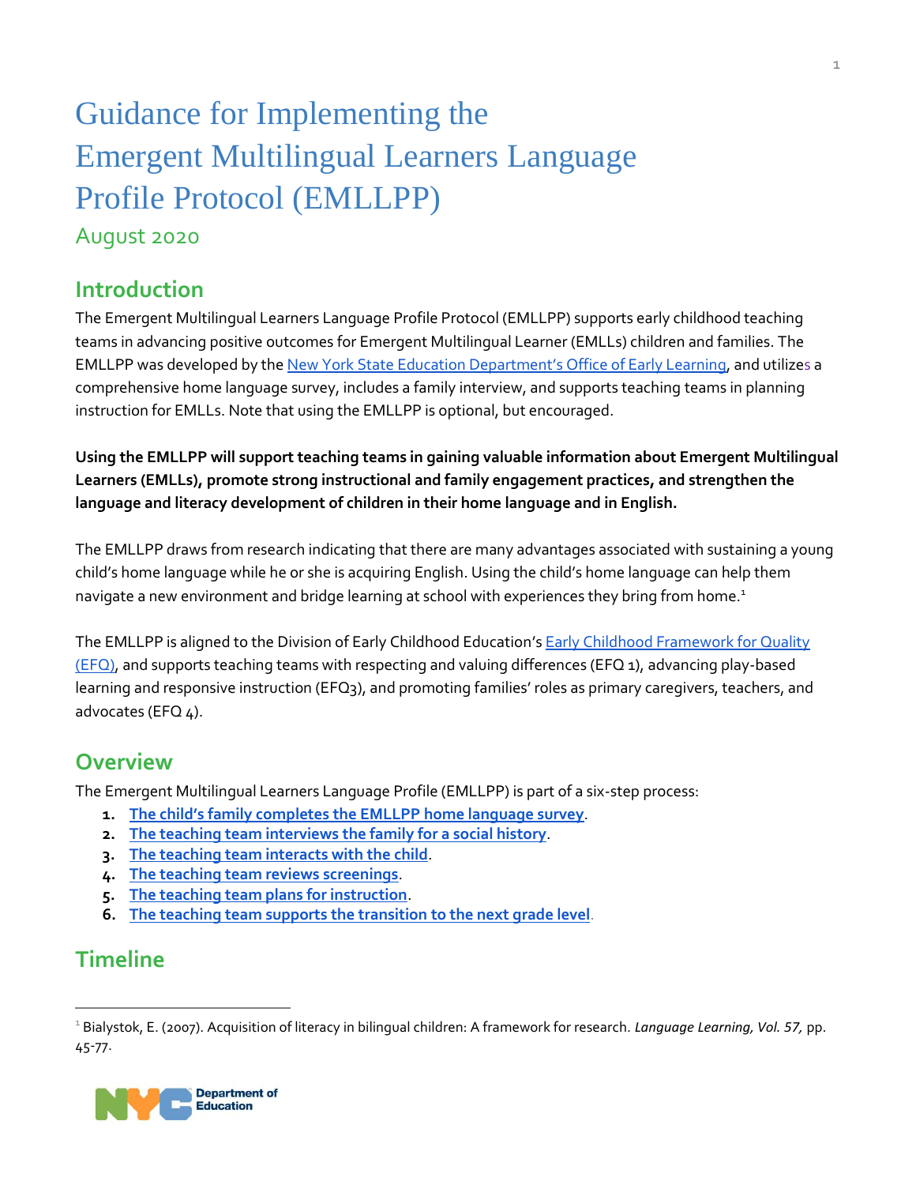# Guidance for Implementing the Emergent Multilingual Learners Language Profile Protocol (EMLLPP)

August 2020

## Introduction

The Emergent Multilingual Learners Language Profile Protocol (EMLLPP) supports early childhood teaching teams in advancing positive outcomes for Emergent Multilingual Learner (EMLLs) children and families. The EMLLPP was developed by the New York State Education Department's Office of Early Learning, and utilizes a comprehensive home language survey, includes a family interview, and supports teaching teams in planning instruction for EMLLs. Note that using the EMLLPP is optional, but encouraged.

**Using the EMLLPP will support teaching teams in gaining valuable information about Emergent Multilingual Learners (EMLLs), promote strong instructional and family engagement practices, and strengthen the language and literacy development of children in their home language and in English.**

The EMLLPP draws from research indicating that there are many advantages associated with sustaining a young child's home language while he or she is acquiring English. Using the child's home language can help them navigate a new environment and bridge learning at school with experiences they bring from home.[1]

The EMLLPP is aligned to the Division of Early Childhood Education's Early Childhood Framework for Quality (EFQ), and supports teaching teams with respecting and valuing differences (EFQ 1), advancing play-based learning and responsive instruction (EFQ3), and promoting families' roles as primary caregivers, teachers, and advocates (EFQ 4).

## Overview

The Emergent Multilingual Learners Language Profile (EMLLPP) is part of a six-step process:

1. **The child's family completes the EMLLPP home language survey.**
2. **The teaching team interviews the family for a social history.**
3. **The teaching team interacts with the child.**
4. **The teaching team reviews screenings.**
5. **The teaching team plans for instruction.**
6. **The teaching team supports the transition to the next grade level.**

## Timeline

[1] Bialystok, E. (2007). Acquisition of literacy in bilingual children: A framework for research. *Language Learning, Vol. 57,* pp. 45-77.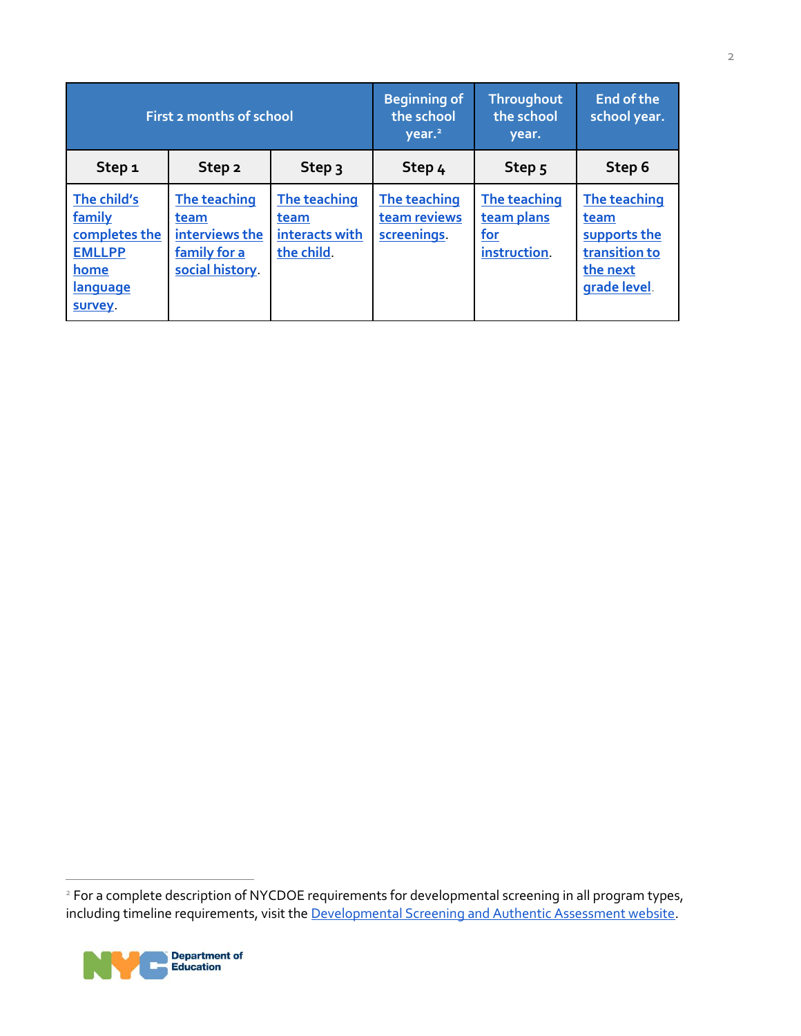| First 2 months of school | | | Beginning of the school year.[2] | Throughout the school year. | End of the school year. |
|---|---|---|---|---|---|
| **Step 1** | **Step 2** | **Step 3** | **Step 4** | **Step 5** | **Step 6** |
| The child's family completes the EMLLPP home language survey. | The teaching team interviews the family for a social history. | The teaching team interacts with the child. | The teaching team reviews screenings. | The teaching team plans for instruction. | The teaching team supports the transition to the next grade level. |

[2] For a complete description of NYCDOE requirements for developmental screening in all program types, including timeline requirements, visit the Developmental Screening and Authentic Assessment website.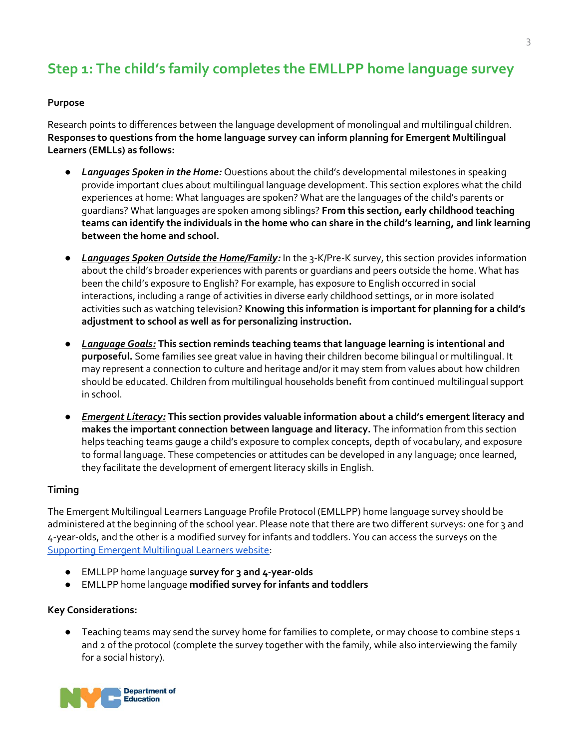## Step 1: The child's family completes the EMLLPP home language survey

**Purpose**

Research points to differences between the language development of monolingual and multilingual children. **Responses to questions from the home language survey can inform planning for Emergent Multilingual Learners (EMLLs) as follows:**

- ***Languages Spoken in the Home:*** Questions about the child's developmental milestones in speaking provide important clues about multilingual language development. This section explores what the child experiences at home: What languages are spoken? What are the languages of the child's parents or guardians? What languages are spoken among siblings? **From this section, early childhood teaching teams can identify the individuals in the home who can share in the child's learning, and link learning between the home and school.**

- ***Languages Spoken Outside the Home/Family:*** In the 3-K/Pre-K survey, this section provides information about the child's broader experiences with parents or guardians and peers outside the home. What has been the child's exposure to English? For example, has exposure to English occurred in social interactions, including a range of activities in diverse early childhood settings, or in more isolated activities such as watching television? **Knowing this information is important for planning for a child's adjustment to school as well as for personalizing instruction.**

- ***Language Goals:*** **This section reminds teaching teams that language learning is intentional and purposeful.** Some families see great value in having their children become bilingual or multilingual. It may represent a connection to culture and heritage and/or it may stem from values about how children should be educated. Children from multilingual households benefit from continued multilingual support in school.

- ***Emergent Literacy:*** **This section provides valuable information about a child's emergent literacy and makes the important connection between language and literacy.** The information from this section helps teaching teams gauge a child's exposure to complex concepts, depth of vocabulary, and exposure to formal language. These competencies or attitudes can be developed in any language; once learned, they facilitate the development of emergent literacy skills in English.

**Timing**

The Emergent Multilingual Learners Language Profile Protocol (EMLLPP) home language survey should be administered at the beginning of the school year. Please note that there are two different surveys: one for 3 and 4-year-olds, and the other is a modified survey for infants and toddlers. You can access the surveys on the Supporting Emergent Multilingual Learners website:

- EMLLPP home language **survey for 3 and 4-year-olds**
- EMLLPP home language **modified survey for infants and toddlers**

**Key Considerations:**

- Teaching teams may send the survey home for families to complete, or may choose to combine steps 1 and 2 of the protocol (complete the survey together with the family, while also interviewing the family for a social history).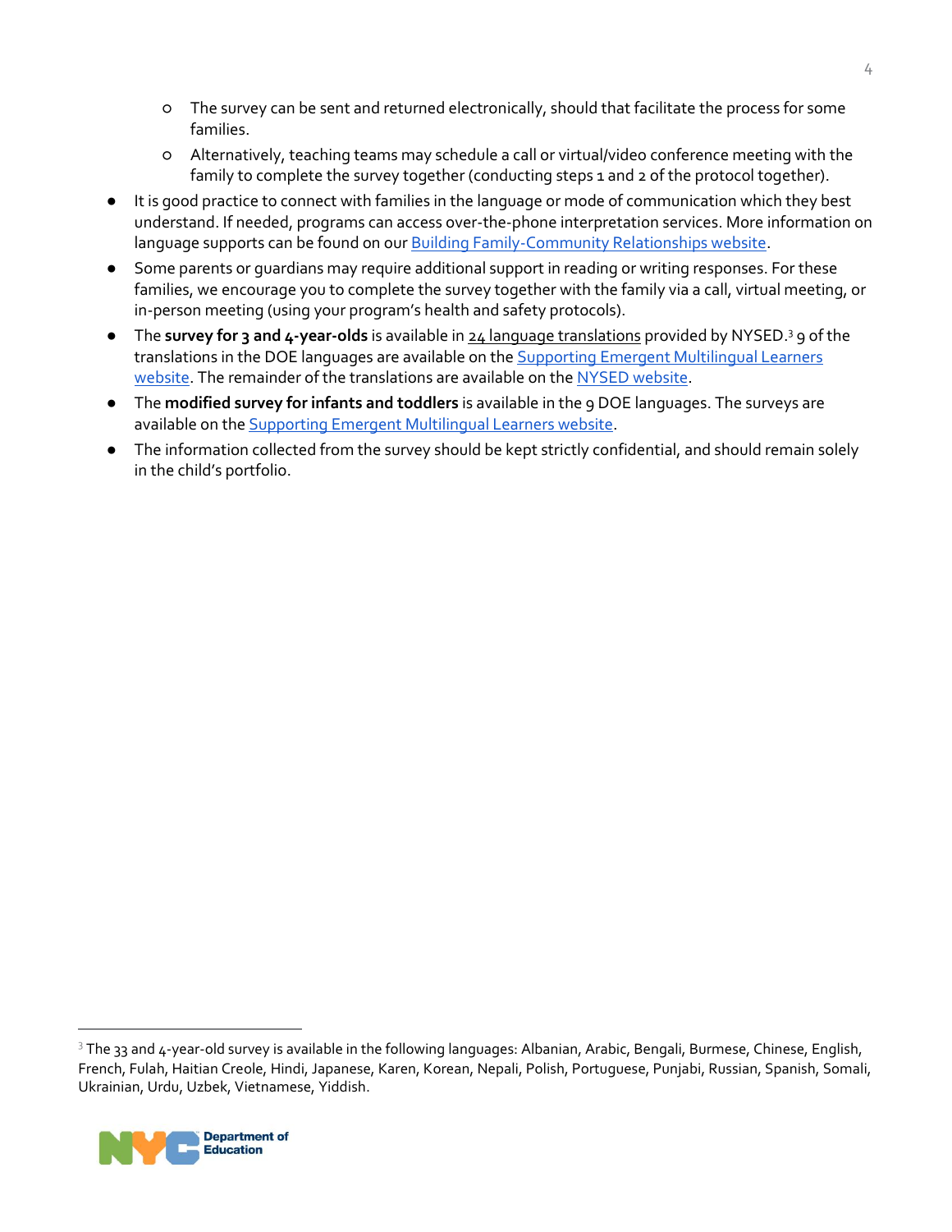- The survey can be sent and returned electronically, should that facilitate the process for some families.
  - Alternatively, teaching teams may schedule a call or virtual/video conference meeting with the family to complete the survey together (conducting steps 1 and 2 of the protocol together).
- It is good practice to connect with families in the language or mode of communication which they best understand. If needed, programs can access over-the-phone interpretation services. More information on language supports can be found on our Building Family-Community Relationships website.
- Some parents or guardians may require additional support in reading or writing responses. For these families, we encourage you to complete the survey together with the family via a call, virtual meeting, or in-person meeting (using your program's health and safety protocols).
- The **survey for 3 and 4-year-olds** is available in 24 language translations provided by NYSED.[3] 9 of the translations in the DOE languages are available on the Supporting Emergent Multilingual Learners website. The remainder of the translations are available on the NYSED website.
- The **modified survey for infants and toddlers** is available in the 9 DOE languages. The surveys are available on the Supporting Emergent Multilingual Learners website.
- The information collected from the survey should be kept strictly confidential, and should remain solely in the child's portfolio.

[3] The 33 and 4-year-old survey is available in the following languages: Albanian, Arabic, Bengali, Burmese, Chinese, English, French, Fulah, Haitian Creole, Hindi, Japanese, Karen, Korean, Nepali, Polish, Portuguese, Punjabi, Russian, Spanish, Somali, Ukrainian, Urdu, Uzbek, Vietnamese, Yiddish.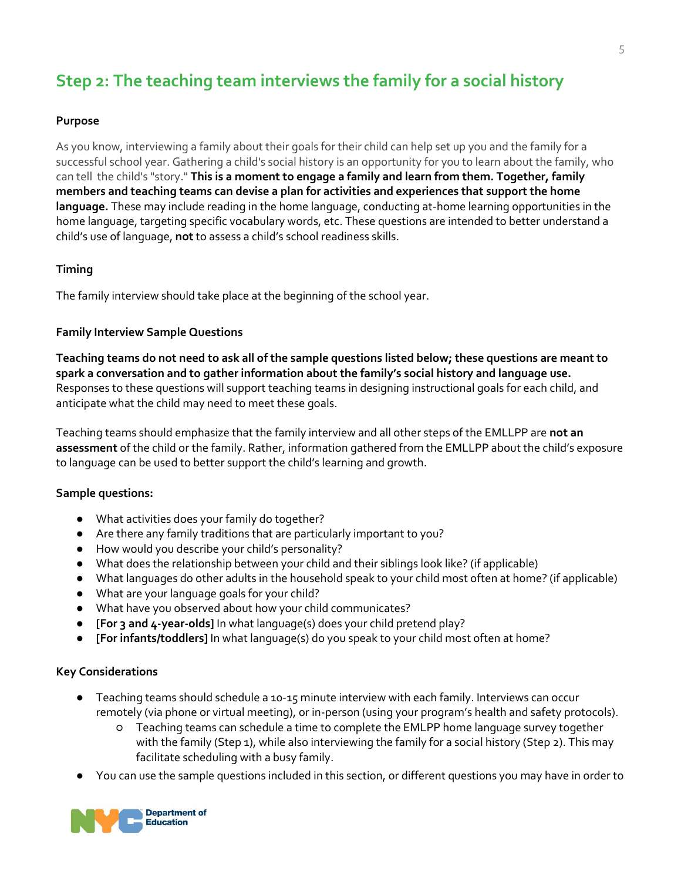## Step 2: The teaching team interviews the family for a social history

**Purpose**

As you know, interviewing a family about their goals for their child can help set up you and the family for a successful school year. Gathering a child's social history is an opportunity for you to learn about the family, who can tell the child's "story." **This is a moment to engage a family and learn from them. Together, family members and teaching teams can devise a plan for activities and experiences that support the home language.** These may include reading in the home language, conducting at-home learning opportunities in the home language, targeting specific vocabulary words, etc. These questions are intended to better understand a child's use of language, **not** to assess a child's school readiness skills.

**Timing**

The family interview should take place at the beginning of the school year.

**Family Interview Sample Questions**

**Teaching teams do not need to ask all of the sample questions listed below; these questions are meant to spark a conversation and to gather information about the family's social history and language use.** Responses to these questions will support teaching teams in designing instructional goals for each child, and anticipate what the child may need to meet these goals.

Teaching teams should emphasize that the family interview and all other steps of the EMLLPP are **not an assessment** of the child or the family. Rather, information gathered from the EMLLPP about the child's exposure to language can be used to better support the child's learning and growth.

**Sample questions:**

- What activities does your family do together?
- Are there any family traditions that are particularly important to you?
- How would you describe your child's personality?
- What does the relationship between your child and their siblings look like? (if applicable)
- What languages do other adults in the household speak to your child most often at home? (if applicable)
- What are your language goals for your child?
- What have you observed about how your child communicates?
- **[For 3 and 4-year-olds]** In what language(s) does your child pretend play?
- **[For infants/toddlers]** In what language(s) do you speak to your child most often at home?

**Key Considerations**

- Teaching teams should schedule a 10-15 minute interview with each family. Interviews can occur remotely (via phone or virtual meeting), or in-person (using your program's health and safety protocols).
  - Teaching teams can schedule a time to complete the EMLPP home language survey together with the family (Step 1), while also interviewing the family for a social history (Step 2). This may facilitate scheduling with a busy family.
- You can use the sample questions included in this section, or different questions you may have in order to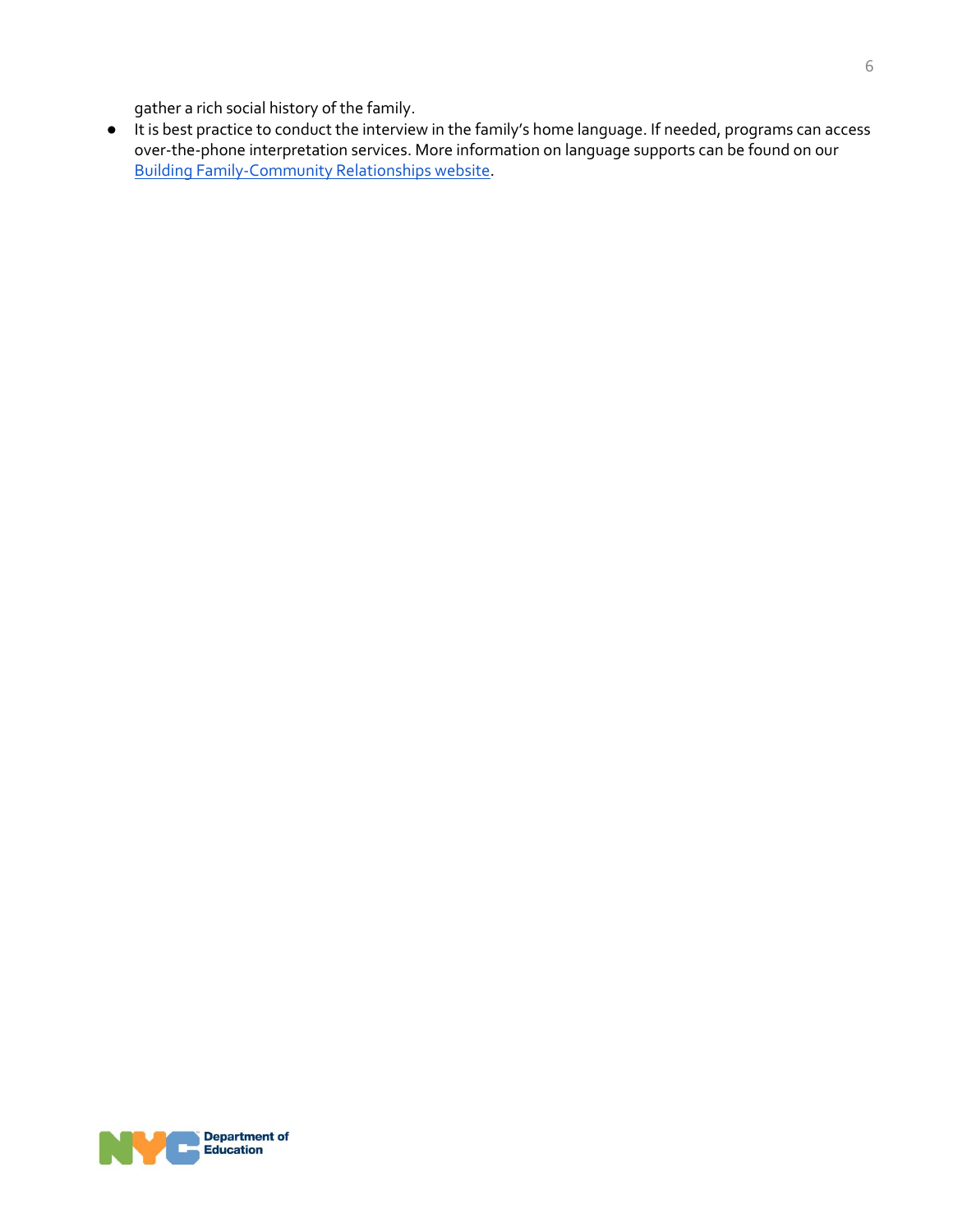gather a rich social history of the family.

- It is best practice to conduct the interview in the family's home language. If needed, programs can access over-the-phone interpretation services. More information on language supports can be found on our Building Family-Community Relationships website.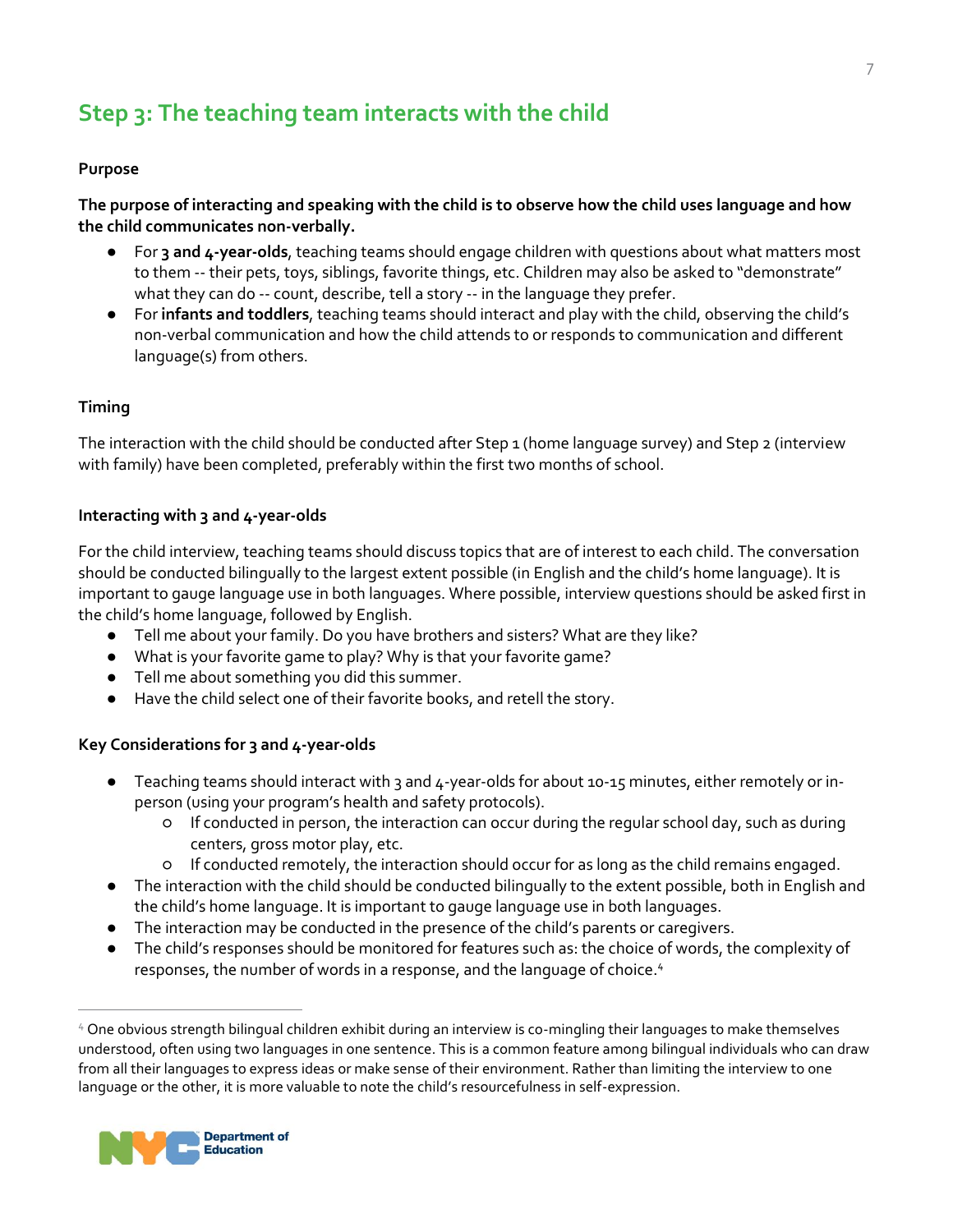## Step 3: The teaching team interacts with the child

**Purpose**

**The purpose of interacting and speaking with the child is to observe how the child uses language and how the child communicates non-verbally.**

- For **3 and 4-year-olds**, teaching teams should engage children with questions about what matters most to them -- their pets, toys, siblings, favorite things, etc. Children may also be asked to "demonstrate" what they can do -- count, describe, tell a story -- in the language they prefer.
- For **infants and toddlers**, teaching teams should interact and play with the child, observing the child's non-verbal communication and how the child attends to or responds to communication and different language(s) from others.

**Timing**

The interaction with the child should be conducted after Step 1 (home language survey) and Step 2 (interview with family) have been completed, preferably within the first two months of school.

**Interacting with 3 and 4-year-olds**

For the child interview, teaching teams should discuss topics that are of interest to each child. The conversation should be conducted bilingually to the largest extent possible (in English and the child's home language). It is important to gauge language use in both languages. Where possible, interview questions should be asked first in the child's home language, followed by English.

- Tell me about your family. Do you have brothers and sisters? What are they like?
- What is your favorite game to play? Why is that your favorite game?
- Tell me about something you did this summer.
- Have the child select one of their favorite books, and retell the story.

**Key Considerations for 3 and 4-year-olds**

- Teaching teams should interact with 3 and 4-year-olds for about 10-15 minutes, either remotely or in-person (using your program's health and safety protocols).
  - If conducted in person, the interaction can occur during the regular school day, such as during centers, gross motor play, etc.
  - If conducted remotely, the interaction should occur for as long as the child remains engaged.
- The interaction with the child should be conducted bilingually to the extent possible, both in English and the child's home language. It is important to gauge language use in both languages.
- The interaction may be conducted in the presence of the child's parents or caregivers.
- The child's responses should be monitored for features such as: the choice of words, the complexity of responses, the number of words in a response, and the language of choice.[4]

[4] One obvious strength bilingual children exhibit during an interview is co-mingling their languages to make themselves understood, often using two languages in one sentence. This is a common feature among bilingual individuals who can draw from all their languages to express ideas or make sense of their environment. Rather than limiting the interview to one language or the other, it is more valuable to note the child's resourcefulness in self-expression.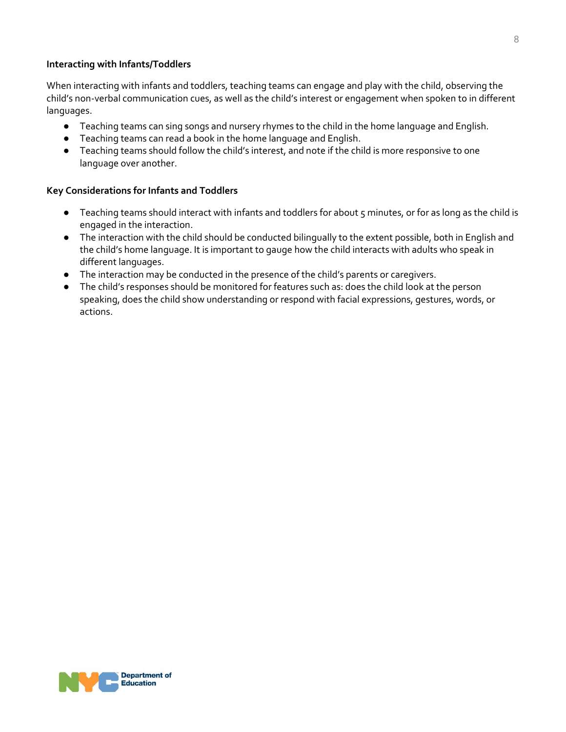**Interacting with Infants/Toddlers**

When interacting with infants and toddlers, teaching teams can engage and play with the child, observing the child's non-verbal communication cues, as well as the child's interest or engagement when spoken to in different languages.

- Teaching teams can sing songs and nursery rhymes to the child in the home language and English.
- Teaching teams can read a book in the home language and English.
- Teaching teams should follow the child's interest, and note if the child is more responsive to one language over another.

**Key Considerations for Infants and Toddlers**

- Teaching teams should interact with infants and toddlers for about 5 minutes, or for as long as the child is engaged in the interaction.
- The interaction with the child should be conducted bilingually to the extent possible, both in English and the child's home language. It is important to gauge how the child interacts with adults who speak in different languages.
- The interaction may be conducted in the presence of the child's parents or caregivers.
- The child's responses should be monitored for features such as: does the child look at the person speaking, does the child show understanding or respond with facial expressions, gestures, words, or actions.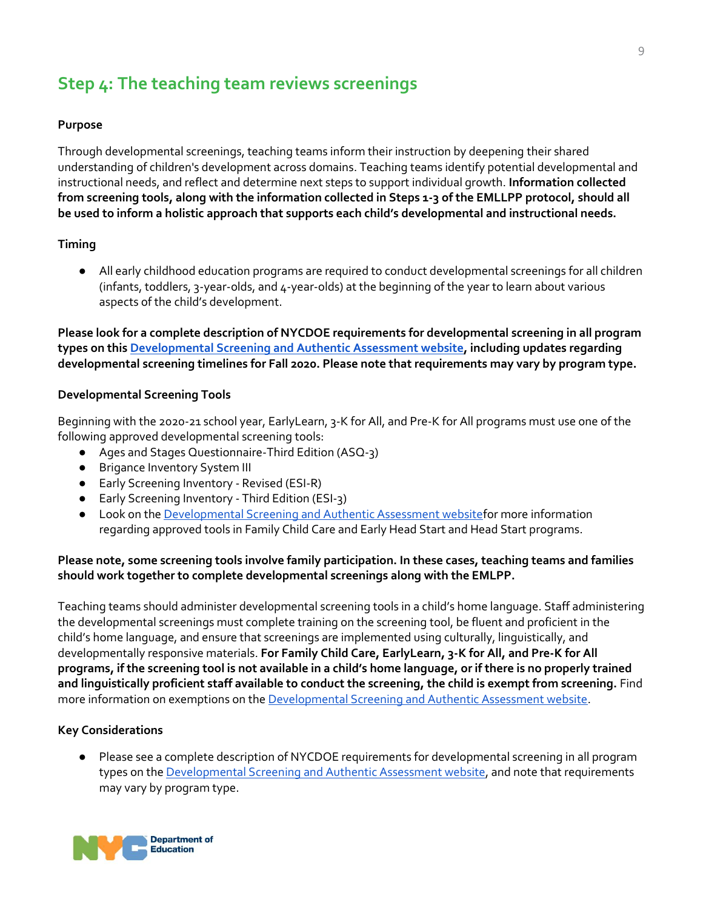## Step 4: The teaching team reviews screenings

**Purpose**

Through developmental screenings, teaching teams inform their instruction by deepening their shared understanding of children's development across domains. Teaching teams identify potential developmental and instructional needs, and reflect and determine next steps to support individual growth. **Information collected from screening tools, along with the information collected in Steps 1-3 of the EMLLPP protocol, should all be used to inform a holistic approach that supports each child's developmental and instructional needs.**

**Timing**

- All early childhood education programs are required to conduct developmental screenings for all children (infants, toddlers, 3-year-olds, and 4-year-olds) at the beginning of the year to learn about various aspects of the child's development.

**Please look for a complete description of NYCDOE requirements for developmental screening in all program types on this [Developmental Screening and Authentic Assessment website](), including updates regarding developmental screening timelines for Fall 2020. Please note that requirements may vary by program type.**

**Developmental Screening Tools**

Beginning with the 2020-21 school year, EarlyLearn, 3-K for All, and Pre-K for All programs must use one of the following approved developmental screening tools:

- Ages and Stages Questionnaire-Third Edition (ASQ-3)
- Brigance Inventory System III
- Early Screening Inventory - Revised (ESI-R)
- Early Screening Inventory - Third Edition (ESI-3)
- Look on the [Developmental Screening and Authentic Assessment website]()for more information regarding approved tools in Family Child Care and Early Head Start and Head Start programs.

**Please note, some screening tools involve family participation. In these cases, teaching teams and families should work together to complete developmental screenings along with the EMLPP.**

Teaching teams should administer developmental screening tools in a child's home language. Staff administering the developmental screenings must complete training on the screening tool, be fluent and proficient in the child's home language, and ensure that screenings are implemented using culturally, linguistically, and developmentally responsive materials. **For Family Child Care, EarlyLearn, 3-K for All, and Pre-K for All programs, if the screening tool is not available in a child's home language, or if there is no properly trained and linguistically proficient staff available to conduct the screening, the child is exempt from screening.** Find more information on exemptions on the [Developmental Screening and Authentic Assessment website]().

**Key Considerations**

- Please see a complete description of NYCDOE requirements for developmental screening in all program types on the [Developmental Screening and Authentic Assessment website](), and note that requirements may vary by program type.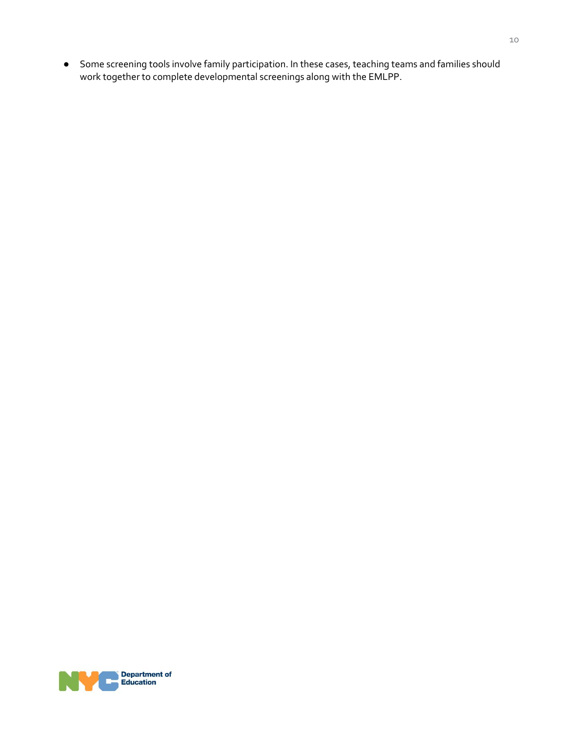- Some screening tools involve family participation. In these cases, teaching teams and families should work together to complete developmental screenings along with the EMLPP.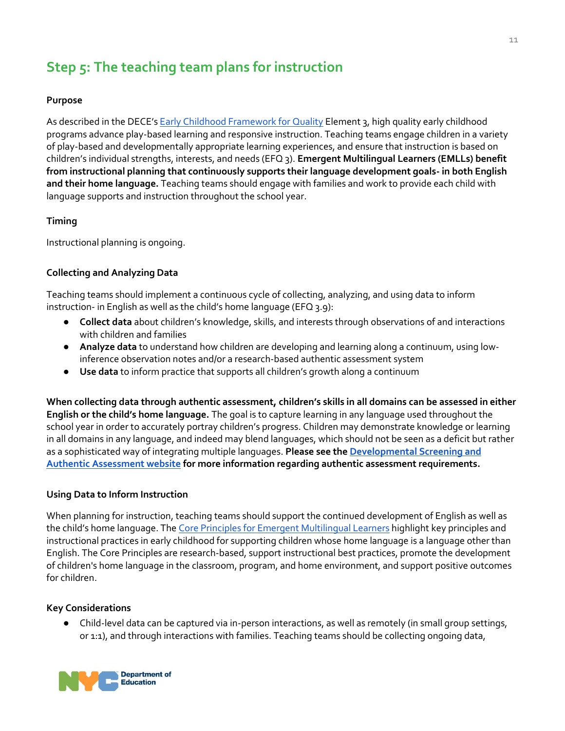## Step 5: The teaching team plans for instruction

**Purpose**

As described in the DECE's Early Childhood Framework for Quality Element 3, high quality early childhood programs advance play-based learning and responsive instruction. Teaching teams engage children in a variety of play-based and developmentally appropriate learning experiences, and ensure that instruction is based on children's individual strengths, interests, and needs (EFQ 3). **Emergent Multilingual Learners (EMLLs) benefit from instructional planning that continuously supports their language development goals- in both English and their home language.** Teaching teams should engage with families and work to provide each child with language supports and instruction throughout the school year.

**Timing**

Instructional planning is ongoing.

**Collecting and Analyzing Data**

Teaching teams should implement a continuous cycle of collecting, analyzing, and using data to inform instruction- in English as well as the child's home language (EFQ 3.9):

- **Collect data** about children's knowledge, skills, and interests through observations of and interactions with children and families
- **Analyze data** to understand how children are developing and learning along a continuum, using low-inference observation notes and/or a research-based authentic assessment system
- **Use data** to inform practice that supports all children's growth along a continuum

**When collecting data through authentic assessment, children's skills in all domains can be assessed in either English or the child's home language.** The goal is to capture learning in any language used throughout the school year in order to accurately portray children's progress. Children may demonstrate knowledge or learning in all domains in any language, and indeed may blend languages, which should not be seen as a deficit but rather as a sophisticated way of integrating multiple languages. **Please see the Developmental Screening and Authentic Assessment website for more information regarding authentic assessment requirements.**

**Using Data to Inform Instruction**

When planning for instruction, teaching teams should support the continued development of English as well as the child's home language. The Core Principles for Emergent Multilingual Learners highlight key principles and instructional practices in early childhood for supporting children whose home language is a language other than English. The Core Principles are research-based, support instructional best practices, promote the development of children's home language in the classroom, program, and home environment, and support positive outcomes for children.

**Key Considerations**

- Child-level data can be captured via in-person interactions, as well as remotely (in small group settings, or 1:1), and through interactions with families. Teaching teams should be collecting ongoing data,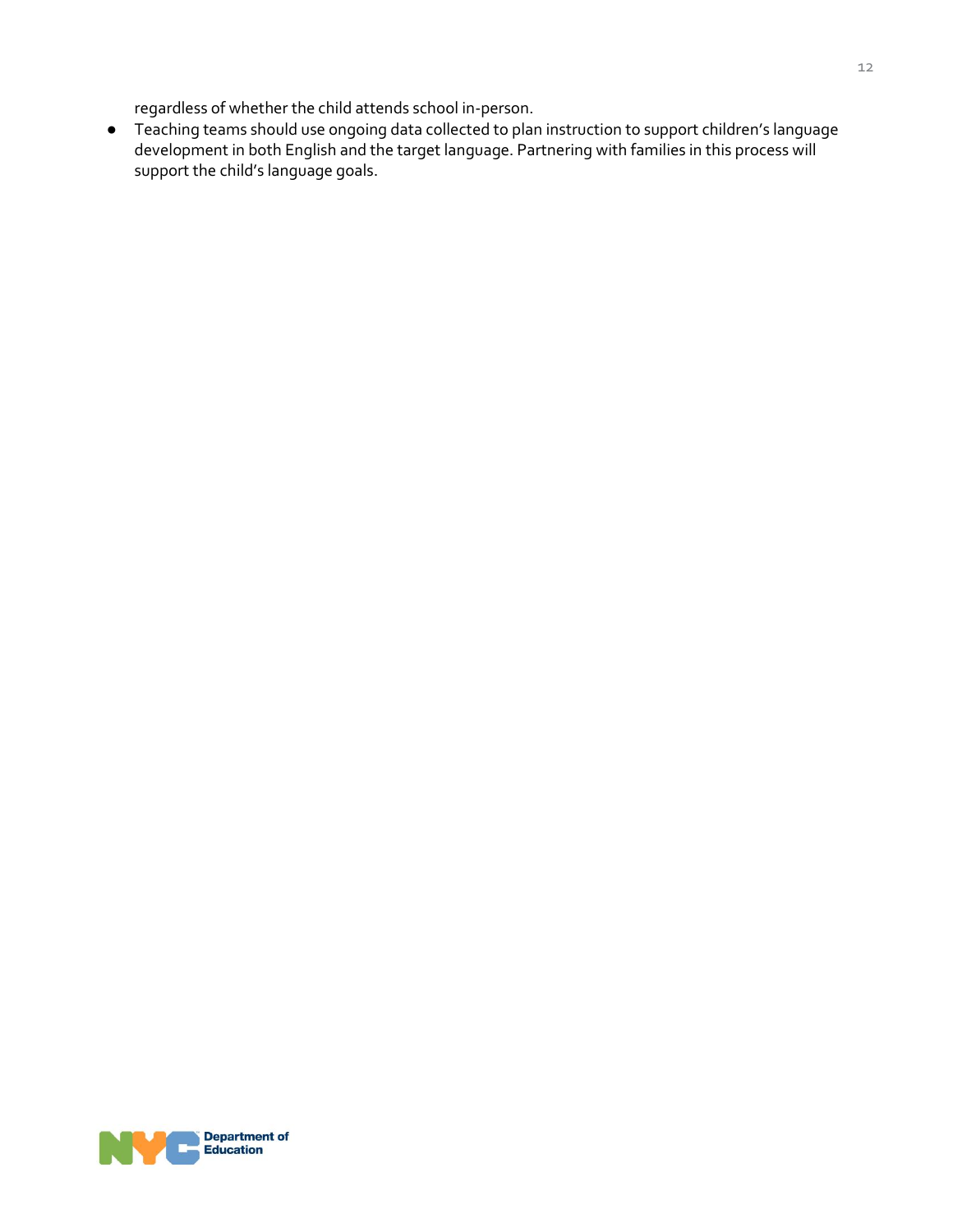regardless of whether the child attends school in-person.

- Teaching teams should use ongoing data collected to plan instruction to support children's language development in both English and the target language. Partnering with families in this process will support the child's language goals.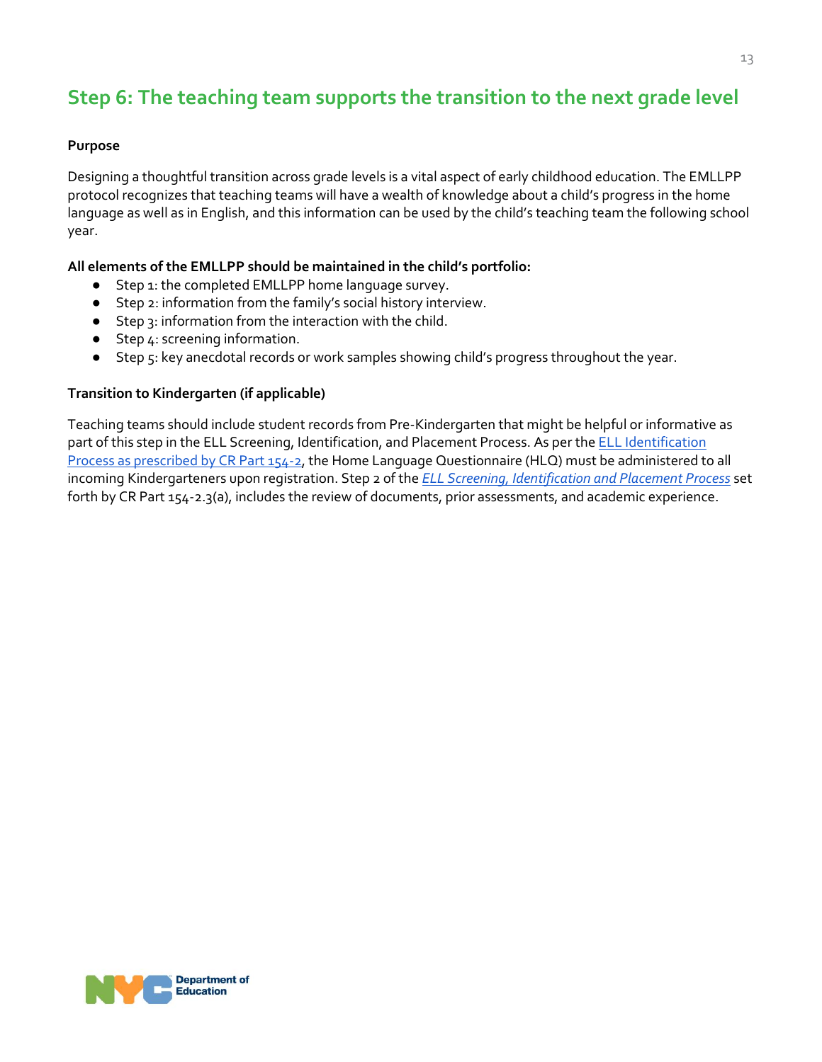## Step 6: The teaching team supports the transition to the next grade level

**Purpose**

Designing a thoughtful transition across grade levels is a vital aspect of early childhood education. The EMLLPP protocol recognizes that teaching teams will have a wealth of knowledge about a child's progress in the home language as well as in English, and this information can be used by the child's teaching team the following school year.

**All elements of the EMLLPP should be maintained in the child's portfolio:**

- Step 1: the completed EMLLPP home language survey.
- Step 2: information from the family's social history interview.
- Step 3: information from the interaction with the child.
- Step 4: screening information.
- Step 5: key anecdotal records or work samples showing child's progress throughout the year.

**Transition to Kindergarten (if applicable)**

Teaching teams should include student records from Pre-Kindergarten that might be helpful or informative as part of this step in the ELL Screening, Identification, and Placement Process. As per the ELL Identification Process as prescribed by CR Part 154-2, the Home Language Questionnaire (HLQ) must be administered to all incoming Kindergarteners upon registration. Step 2 of the *ELL Screening, Identification and Placement Process* set forth by CR Part 154-2.3(a), includes the review of documents, prior assessments, and academic experience.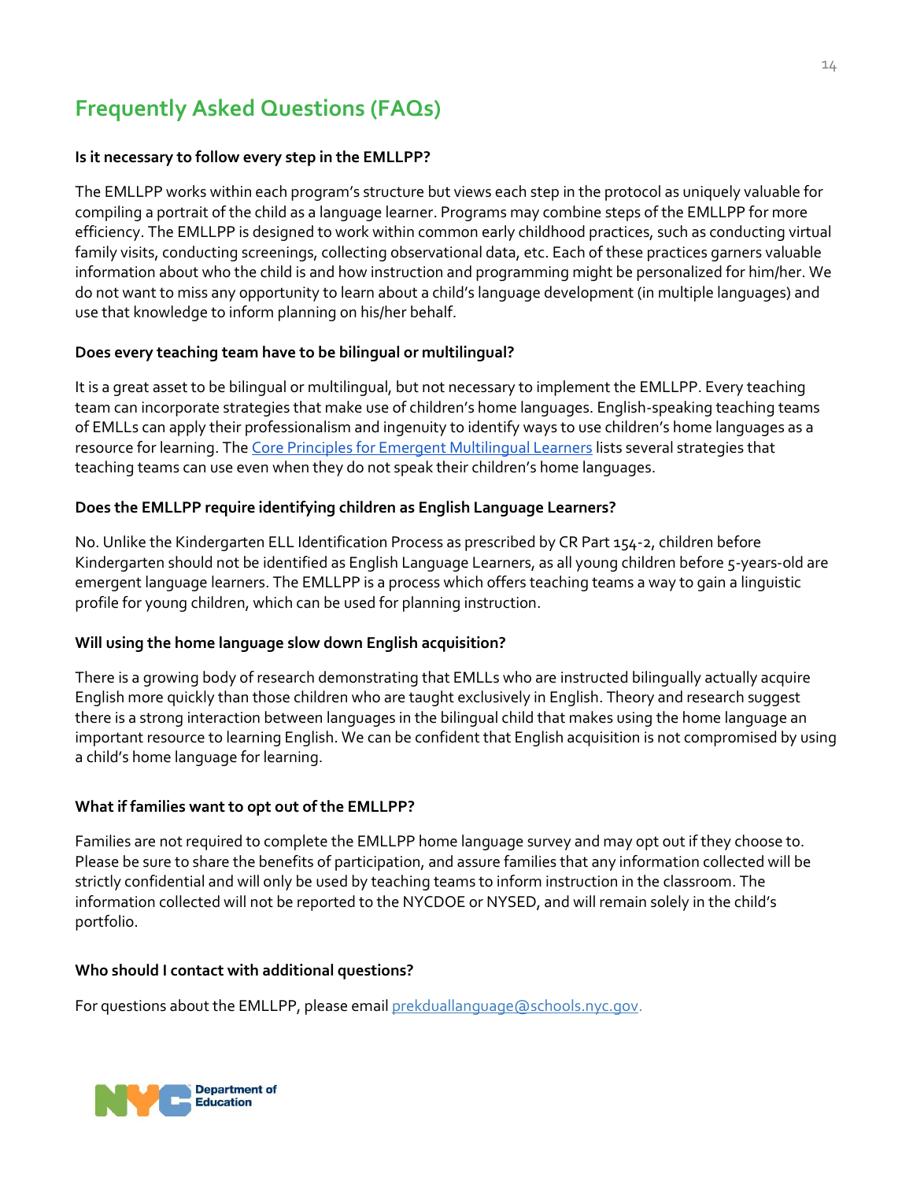## Frequently Asked Questions (FAQs)

**Is it necessary to follow every step in the EMLLPP?**

The EMLLPP works within each program's structure but views each step in the protocol as uniquely valuable for compiling a portrait of the child as a language learner. Programs may combine steps of the EMLLPP for more efficiency. The EMLLPP is designed to work within common early childhood practices, such as conducting virtual family visits, conducting screenings, collecting observational data, etc. Each of these practices garners valuable information about who the child is and how instruction and programming might be personalized for him/her. We do not want to miss any opportunity to learn about a child's language development (in multiple languages) and use that knowledge to inform planning on his/her behalf.

**Does every teaching team have to be bilingual or multilingual?**

It is a great asset to be bilingual or multilingual, but not necessary to implement the EMLLPP. Every teaching team can incorporate strategies that make use of children's home languages. English-speaking teaching teams of EMLLs can apply their professionalism and ingenuity to identify ways to use children's home languages as a resource for learning. The Core Principles for Emergent Multilingual Learners lists several strategies that teaching teams can use even when they do not speak their children's home languages.

**Does the EMLLPP require identifying children as English Language Learners?**

No. Unlike the Kindergarten ELL Identification Process as prescribed by CR Part 154-2, children before Kindergarten should not be identified as English Language Learners, as all young children before 5-years-old are emergent language learners. The EMLLPP is a process which offers teaching teams a way to gain a linguistic profile for young children, which can be used for planning instruction.

**Will using the home language slow down English acquisition?**

There is a growing body of research demonstrating that EMLLs who are instructed bilingually actually acquire English more quickly than those children who are taught exclusively in English. Theory and research suggest there is a strong interaction between languages in the bilingual child that makes using the home language an important resource to learning English. We can be confident that English acquisition is not compromised by using a child's home language for learning.

**What if families want to opt out of the EMLLPP?**

Families are not required to complete the EMLLPP home language survey and may opt out if they choose to. Please be sure to share the benefits of participation, and assure families that any information collected will be strictly confidential and will only be used by teaching teams to inform instruction in the classroom. The information collected will not be reported to the NYCDOE or NYSED, and will remain solely in the child's portfolio.

**Who should I contact with additional questions?**

For questions about the EMLLPP, please email prekduallanguage@schools.nyc.gov.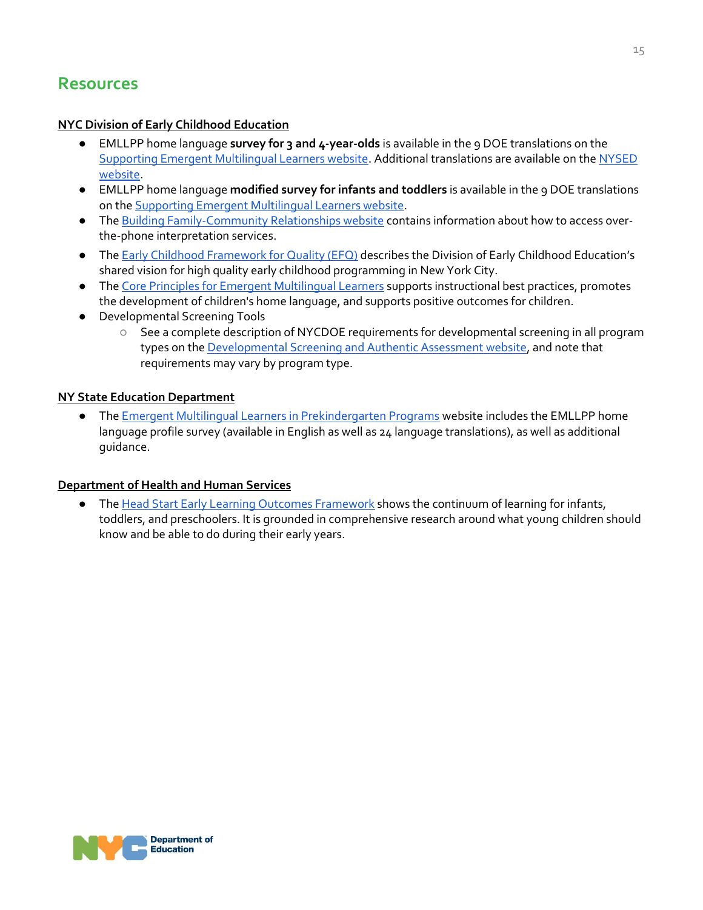## Resources

**NYC Division of Early Childhood Education**

- EMLLPP home language **survey for 3 and 4-year-olds** is available in the 9 DOE translations on the Supporting Emergent Multilingual Learners website. Additional translations are available on the NYSED website.
- EMLLPP home language **modified survey for infants and toddlers** is available in the 9 DOE translations on the Supporting Emergent Multilingual Learners website.
- The Building Family-Community Relationships website contains information about how to access over-the-phone interpretation services.
- The Early Childhood Framework for Quality (EFQ) describes the Division of Early Childhood Education's shared vision for high quality early childhood programming in New York City.
- The Core Principles for Emergent Multilingual Learners supports instructional best practices, promotes the development of children's home language, and supports positive outcomes for children.
- Developmental Screening Tools
  - See a complete description of NYCDOE requirements for developmental screening in all program types on the Developmental Screening and Authentic Assessment website, and note that requirements may vary by program type.

**NY State Education Department**

- The Emergent Multilingual Learners in Prekindergarten Programs website includes the EMLLPP home language profile survey (available in English as well as 24 language translations), as well as additional guidance.

**Department of Health and Human Services**

- The Head Start Early Learning Outcomes Framework shows the continuum of learning for infants, toddlers, and preschoolers. It is grounded in comprehensive research around what young children should know and be able to do during their early years.